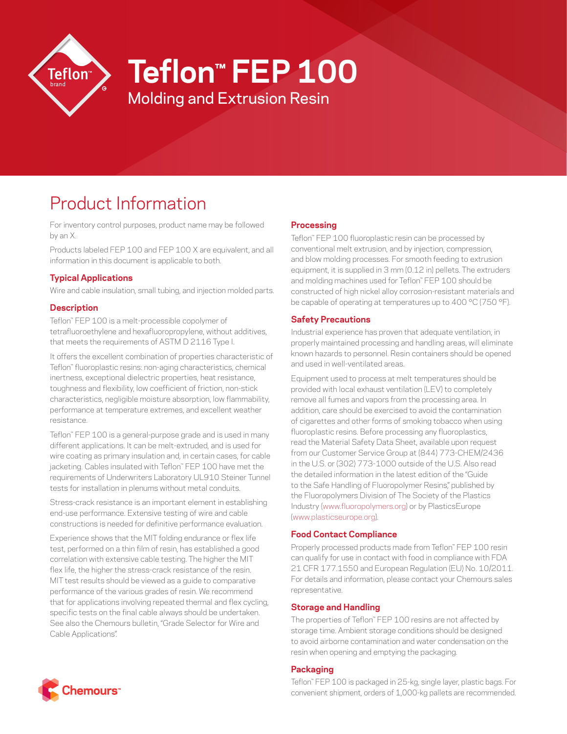# Teflon™ FEP 100

Molding and Extrusion Resin

## Product Information

For inventory control purposes, product name may be followed by an X.

Products labeled FEP 100 and FEP 100 X are equivalent, and all information in this document is applicable to both.

### Typical Applications

Wire and cable insulation, small tubing, and injection molded parts.

### Description

Teflon™ FEP 100 is a melt-processible copolymer of tetrafluoroethylene and hexafluoropropylene, without additives, that meets the requirements of ASTM D 2116 Type I.

It offers the excellent combination of properties characteristic of Teflon™ fluoroplastic resins: non-aging characteristics, chemical inertness, exceptional dielectric properties, heat resistance, toughness and flexibility, low coefficient of friction, non-stick characteristics, negligible moisture absorption, low flammability, performance at temperature extremes, and excellent weather resistance.

Teflon™ FEP 100 is a general-purpose grade and is used in many different applications. It can be melt-extruded, and is used for wire coating as primary insulation and, in certain cases, for cable jacketing. Cables insulated with Teflon™ FEP 100 have met the requirements of Underwriters Laboratory UL910 Steiner Tunnel tests for installation in plenums without metal conduits.

Stress-crack resistance is an important element in establishing end-use performance. Extensive testing of wire and cable constructions is needed for definitive performance evaluation.

Experience shows that the MIT folding endurance or flex life test, performed on a thin film of resin, has established a good correlation with extensive cable testing. The higher the MIT flex life, the higher the stress-crack resistance of the resin. MIT test results should be viewed as a guide to comparative performance of the various grades of resin. We recommend that for applications involving repeated thermal and flex cycling, specific tests on the final cable always should be undertaken. See also the Chemours bulletin, "Grade Selector for Wire and Cable Applications".

### Processing

Teflon™ FEP 100 fluoroplastic resin can be processed by conventional melt extrusion, and by injection, compression, and blow molding processes. For smooth feeding to extrusion equipment, it is supplied in 3 mm (0.12 in) pellets. The extruders and molding machines used for Teflon™ FEP 100 should be constructed of high nickel alloy corrosion-resistant materials and be capable of operating at temperatures up to 400 °C (750 °F).

### Safety Precautions

Industrial experience has proven that adequate ventilation, in properly maintained processing and handling areas, will eliminate known hazards to personnel. Resin containers should be opened and used in well-ventilated areas.

Equipment used to process at melt temperatures should be provided with local exhaust ventilation (LEV) to completely remove all fumes and vapors from the processing area. In addition, care should be exercised to avoid the contamination of cigarettes and other forms of smoking tobacco when using fluoroplastic resins. Before processing any fluoroplastics, read the Material Safety Data Sheet, available upon request from our Customer Service Group at (844) 773-CHEM/2436 in the U.S. or (302) 773-1000 outside of the U.S. Also read the detailed information in the latest edition of the "Guide to the Safe Handling of Fluoropolymer Resins," published by the Fluoropolymers Division of The Society of the Plastics Industry (www.fluoropolymers.org) or by PlasticsEurope (www.plasticseurope.org).

### Food Contact Compliance

Properly processed products made from Teflon™ FEP 100 resin can qualify for use in contact with food in compliance with FDA 21 CFR 177.1550 and European Regulation (EU) No. 10/2011. For details and information, please contact your Chemours sales representative.

### Storage and Handling

The properties of Teflon™ FEP 100 resins are not affected by storage time. Ambient storage conditions should be designed to avoid airborne contamination and water condensation on the resin when opening and emptying the packaging.

### Packaging

Teflon™ FEP 100 is packaged in 25-kg, single layer, plastic bags. For convenient shipment, orders of 1,000-kg pallets are recommended.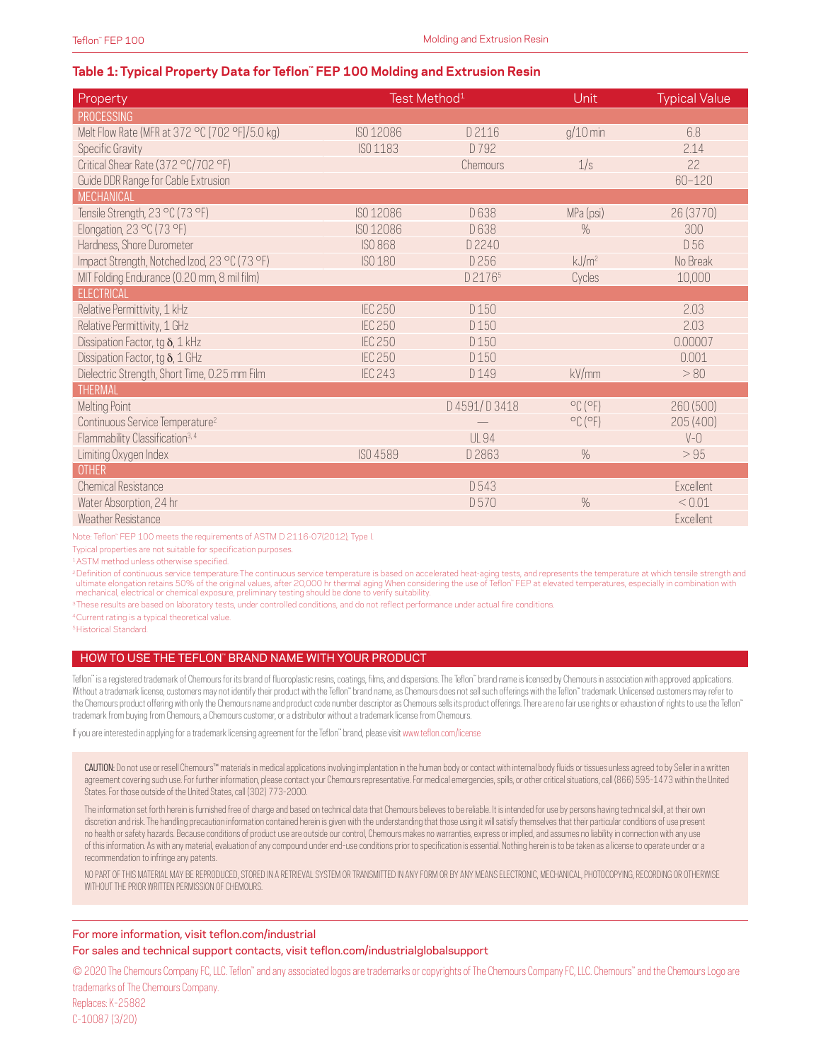## Table 1: Typical Property Data for Teflon™ FEP 100 Molding and Extrusion Resin

| Property | Test Method[1] | | Unit | Typical Value |
|---|---|---|---|---|
| PROCESSING | | | | |
| Melt Flow Rate (MFR at 372 °C [702 °F]/5.0 kg) | ISO 12086 | D 2116 | g/10 min | 6.8 |
| Specific Gravity | ISO 1183 | D 792 | | 2.14 |
| Critical Shear Rate (372 °C/702 °F) | | Chemours | 1/s | 22 |
| Guide DDR Range for Cable Extrusion | | | | 60–120 |
| MECHANICAL | | | | |
| Tensile Strength, 23 °C (73 °F) | ISO 12086 | D 638 | MPa (psi) | 26 (3770) |
| Elongation, 23 °C (73 °F) | ISO 12086 | D 638 | % | 300 |
| Hardness, Shore Durometer | ISO 868 | D 2240 | | D 56 |
| Impact Strength, Notched Izod, 23 °C (73 °F) | ISO 180 | D 256 | kJ/m$^2$ | No Break |
| MIT Folding Endurance (0.20 mm, 8 mil film) | | D 2176[5] | Cycles | 10,000 |
| ELECTRICAL | | | | |
| Relative Permittivity, 1 kHz | IEC 250 | D 150 | | 2.03 |
| Relative Permittivity, 1 GHz | IEC 250 | D 150 | | 2.03 |
| Dissipation Factor, tg $\delta$, 1 kHz | IEC 250 | D 150 | | 0.00007 |
| Dissipation Factor, tg $\delta$, 1 GHz | IEC 250 | D 150 | | 0.001 |
| Dielectric Strength, Short Time, 0.25 mm Film | IEC 243 | D 149 | kV/mm | > 80 |
| THERMAL | | | | |
| Melting Point | | D 4591/ D 3418 | °C (°F) | 260 (500) |
| Continuous Service Temperature[2] | | — | °C (°F) | 205 (400) |
| Flammability Classification[3, 4] | | UL 94 | | V-0 |
| Limiting Oxygen Index | ISO 4589 | D 2863 | % | > 95 |
| OTHER | | | | |
| Chemical Resistance | | D 543 | | Excellent |
| Water Absorption, 24 hr | | D 570 | % | < 0.01 |
| Weather Resistance | | | | Excellent |

Note: Teflon™ FEP 100 meets the requirements of ASTM D 2116-07(2012), Type I.

Typical properties are not suitable for specification purposes.

[1] ASTM method unless otherwise specified.

[2] Definition of continuous service temperature:The continuous service temperature is based on accelerated heat-aging tests, and represents the temperature at which tensile strength and ultimate elongation retains 50% of the original values, after 20,000 hr thermal aging When considering the use of Teflon™ FEP at elevated temperatures, especially in combination with mechanical, electrical or chemical exposure, preliminary testing should be done to verify suitability.

[3] These results are based on laboratory tests, under controlled conditions, and do not reflect performance under actual fire conditions.

[4] Current rating is a typical theoretical value.

[5] Historical Standard.

## HOW TO USE THE TEFLON™ BRAND NAME WITH YOUR PRODUCT

Teflon™ is a registered trademark of Chemours for its brand of fluoroplastic resins, coatings, films, and dispersions. The Teflon™ brand name is licensed by Chemours in association with approved applications. Without a trademark license, customers may not identify their product with the Teflon™ brand name, as Chemours does not sell such offerings with the Teflon™ trademark. Unlicensed customers may refer to the Chemours product offering with only the Chemours name and product code number descriptor as Chemours sells its product offerings. There are no fair use rights or exhaustion of rights to use the Teflon™ trademark from buying from Chemours, a Chemours customer, or a distributor without a trademark license from Chemours.

If you are interested in applying for a trademark licensing agreement for the Teflon™ brand, please visit www.teflon.com/license

CAUTION: Do not use or resell Chemours™ materials in medical applications involving implantation in the human body or contact with internal body fluids or tissues unless agreed to by Seller in a written agreement covering such use. For further information, please contact your Chemours representative. For medical emergencies, spills, or other critical situations, call (866) 595-1473 within the United States. For those outside of the United States, call (302) 773-2000.

The information set forth herein is furnished free of charge and based on technical data that Chemours believes to be reliable. It is intended for use by persons having technical skill, at their own discretion and risk. The handling precaution information contained herein is given with the understanding that those using it will satisfy themselves that their particular conditions of use present no health or safety hazards. Because conditions of product use are outside our control, Chemours makes no warranties, express or implied, and assumes no liability in connection with any use of this information. As with any material, evaluation of any compound under end-use conditions prior to specification is essential. Nothing herein is to be taken as a license to operate under or a recommendation to infringe any patents.

NO PART OF THIS MATERIAL MAY BE REPRODUCED, STORED IN A RETRIEVAL SYSTEM OR TRANSMITTED IN ANY FORM OR BY ANY MEANS ELECTRONIC, MECHANICAL, PHOTOCOPYING, RECORDING OR OTHERWISE WITHOUT THE PRIOR WRITTEN PERMISSION OF CHEMOURS.

For more information, visit teflon.com/industrial

For sales and technical support contacts, visit teflon.com/industrialglobalsupport

© 2020 The Chemours Company FC, LLC. Teflon™ and any associated logos are trademarks or copyrights of The Chemours Company FC, LLC. Chemours™ and the Chemours Logo are trademarks of The Chemours Company.

Replaces: K-25882

C-10087 (3/20)